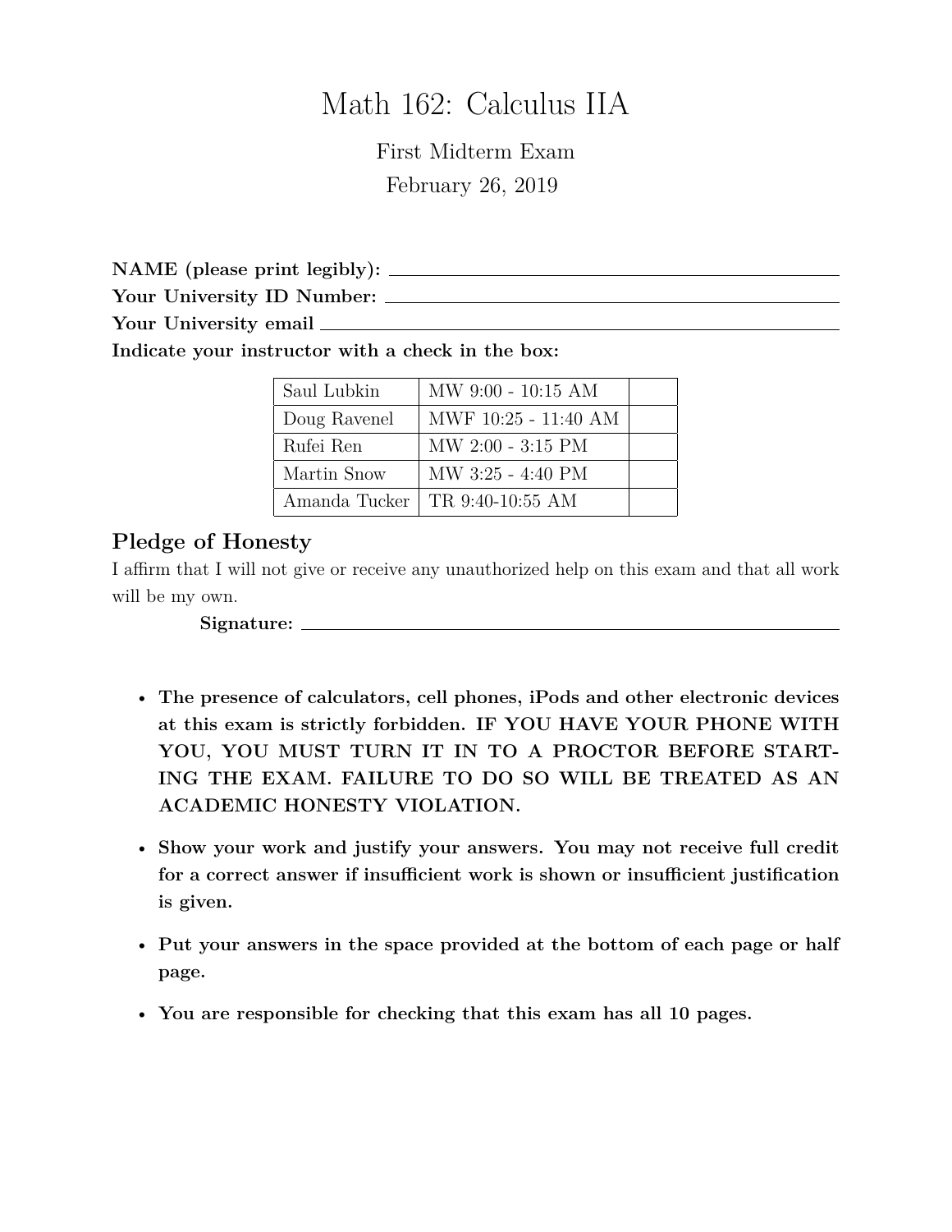# Math 162: Calculus IIA

First Midterm Exam

February 26, 2019

**NAME (please print legibly):** ______________________________

**Your University ID Number:** ______________________________

**Your University email** ______________________________

**Indicate your instructor with a check in the box:**

| | | |
|---|---|---|
| Saul Lubkin | MW 9:00 - 10:15 AM | |
| Doug Ravenel | MWF 10:25 - 11:40 AM | |
| Rufei Ren | MW 2:00 - 3:15 PM | |
| Martin Snow | MW 3:25 - 4:40 PM | |
| Amanda Tucker | TR 9:40-10:55 AM | |

## Pledge of Honesty

I affirm that I will not give or receive any unauthorized help on this exam and that all work will be my own.

**Signature:** ______________________________

- **The presence of calculators, cell phones, iPods and other electronic devices at this exam is strictly forbidden. IF YOU HAVE YOUR PHONE WITH YOU, YOU MUST TURN IT IN TO A PROCTOR BEFORE STARTING THE EXAM. FAILURE TO DO SO WILL BE TREATED AS AN ACADEMIC HONESTY VIOLATION.**
- **Show your work and justify your answers. You may not receive full credit for a correct answer if insufficient work is shown or insufficient justification is given.**
- **Put your answers in the space provided at the bottom of each page or half page.**
- **You are responsible for checking that this exam has all 10 pages.**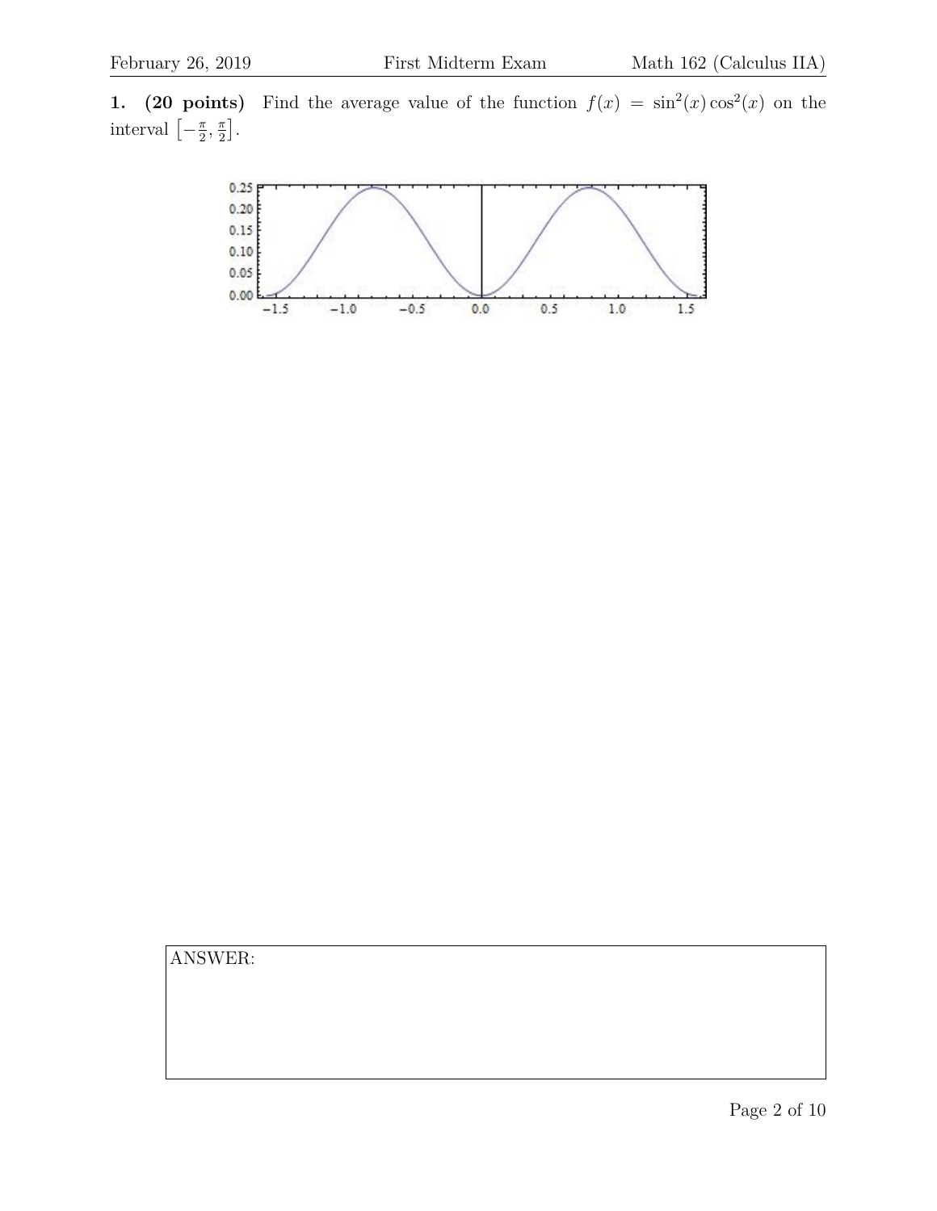**1. (20 points)** Find the average value of the function $f(x) = \sin^2(x)\cos^2(x)$ on the interval $\left[-\frac{\pi}{2}, \frac{\pi}{2}\right]$.

ANSWER: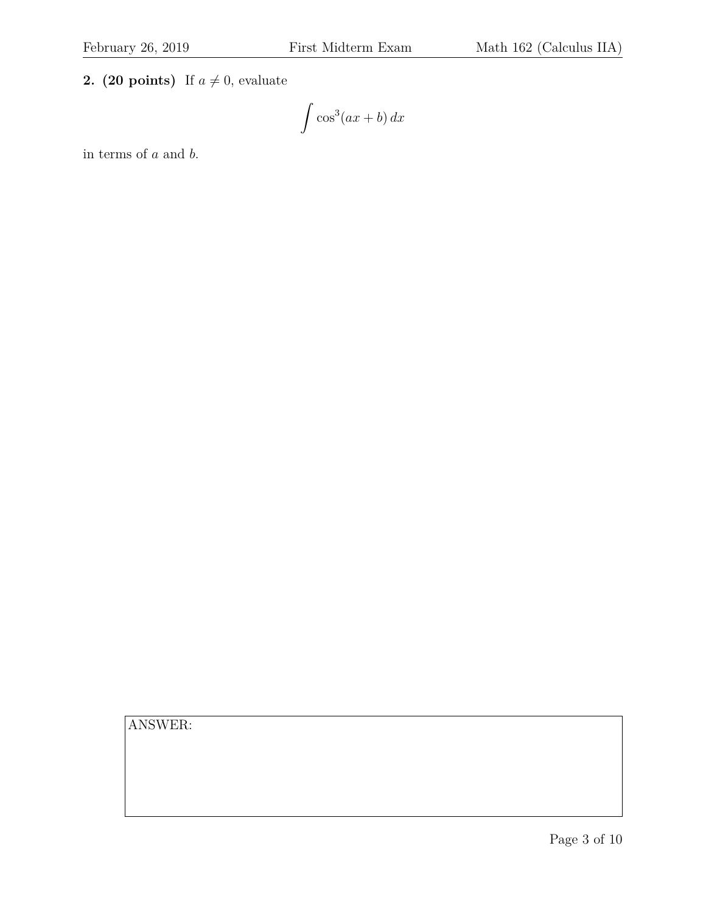**2. (20 points)** If $a \neq 0$, evaluate

$$\int \cos^3(ax + b)\, dx$$

in terms of $a$ and $b$.

ANSWER: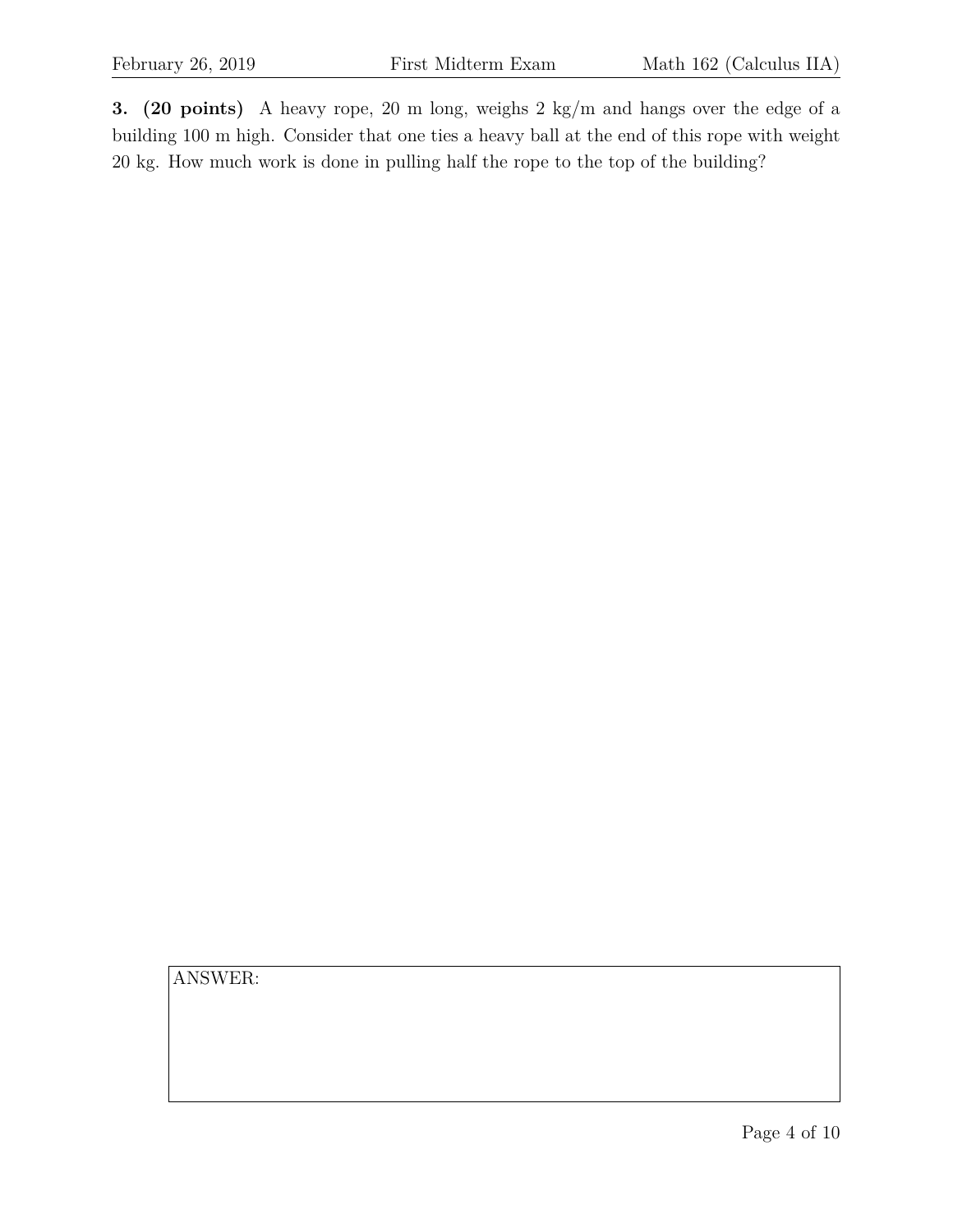**3. (20 points)** A heavy rope, 20 m long, weighs 2 kg/m and hangs over the edge of a building 100 m high. Consider that one ties a heavy ball at the end of this rope with weight 20 kg. How much work is done in pulling half the rope to the top of the building?

ANSWER: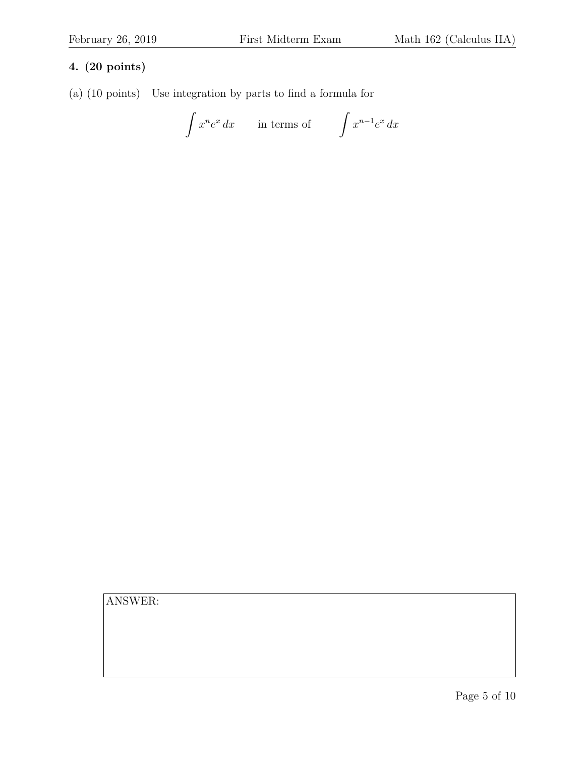**4. (20 points)**

(a) (10 points) Use integration by parts to find a formula for

$$\int x^n e^x \, dx \qquad \text{in terms of} \qquad \int x^{n-1} e^x \, dx$$

ANSWER: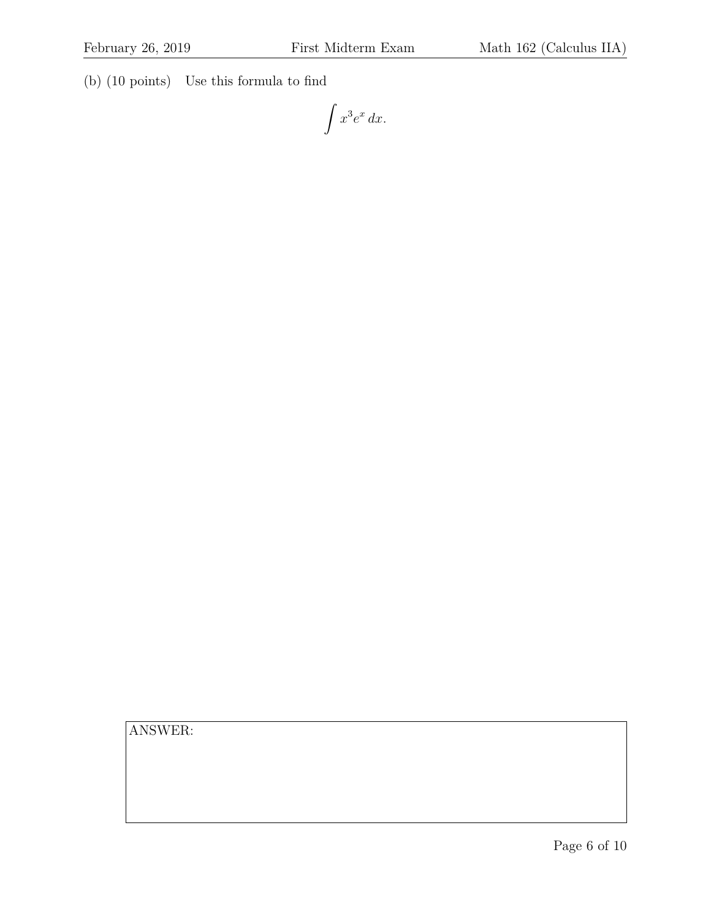(b) (10 points) Use this formula to find

$$\int x^3 e^x \, dx.$$

ANSWER: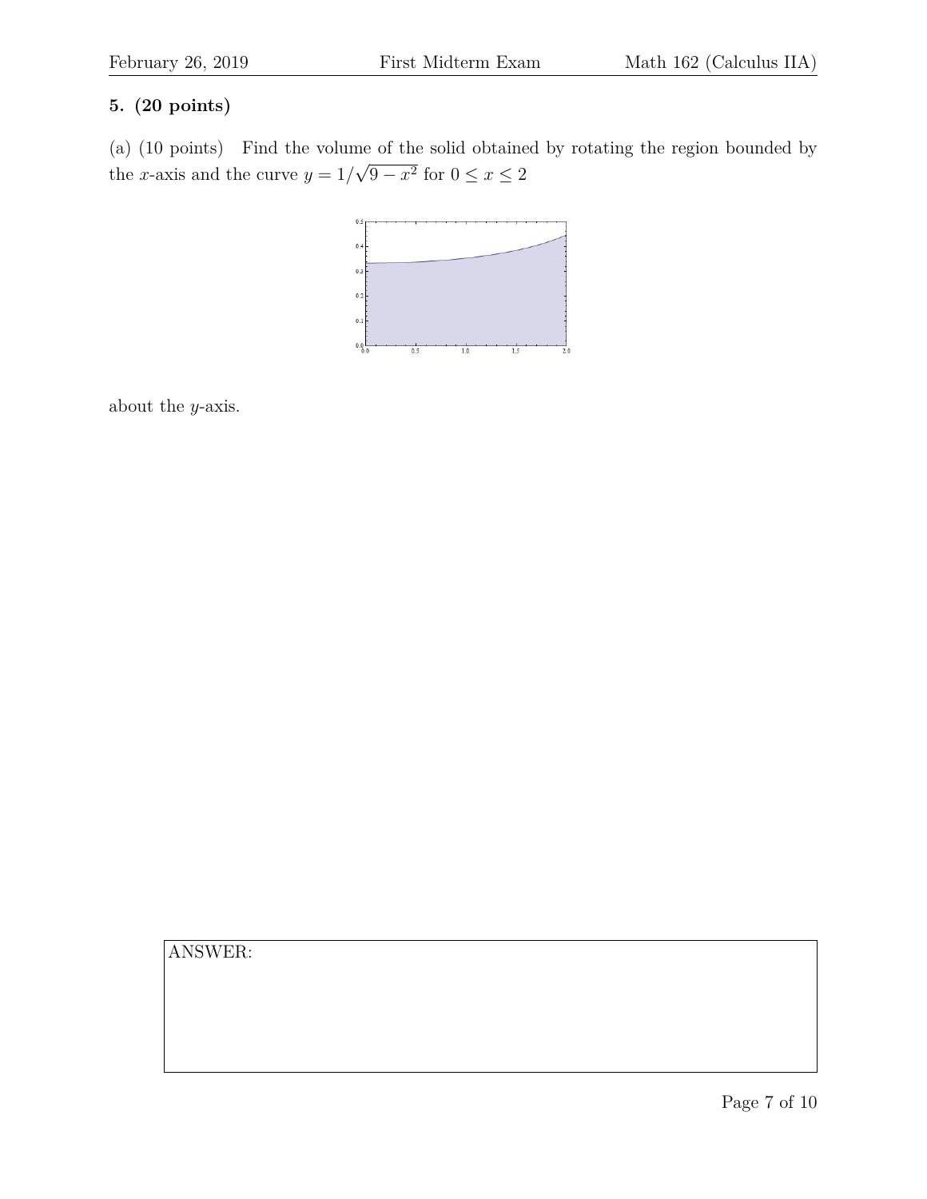**5. (20 points)**

(a) (10 points) Find the volume of the solid obtained by rotating the region bounded by the $x$-axis and the curve $y = 1/\sqrt{9 - x^2}$ for $0 \le x \le 2$

about the $y$-axis.

ANSWER: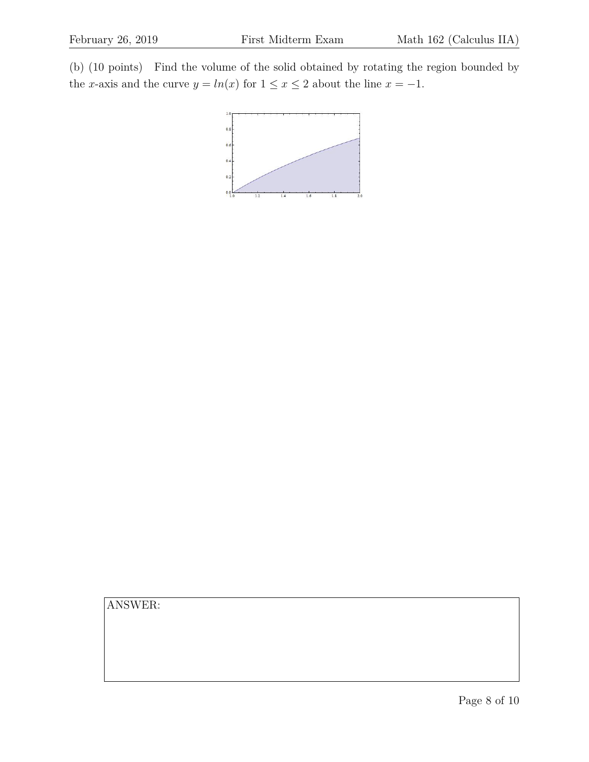(b) (10 points) Find the volume of the solid obtained by rotating the region bounded by the $x$-axis and the curve $y = ln(x)$ for $1 \leq x \leq 2$ about the line $x = -1$.

ANSWER: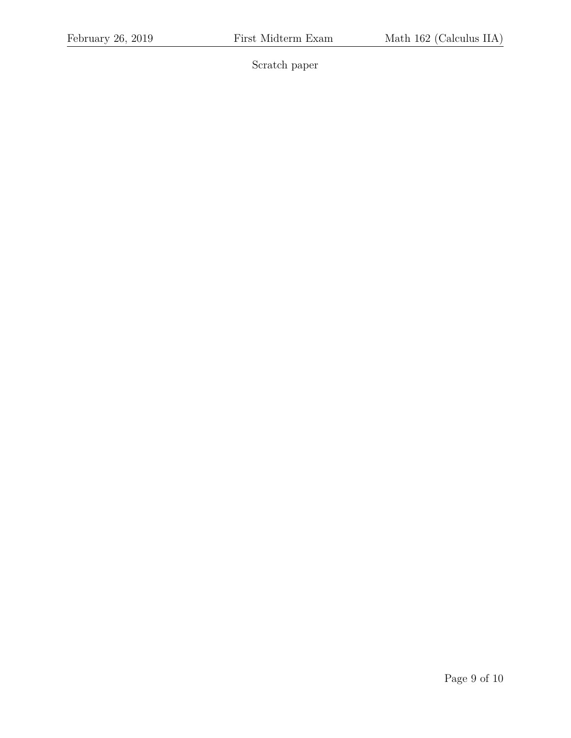Scratch paper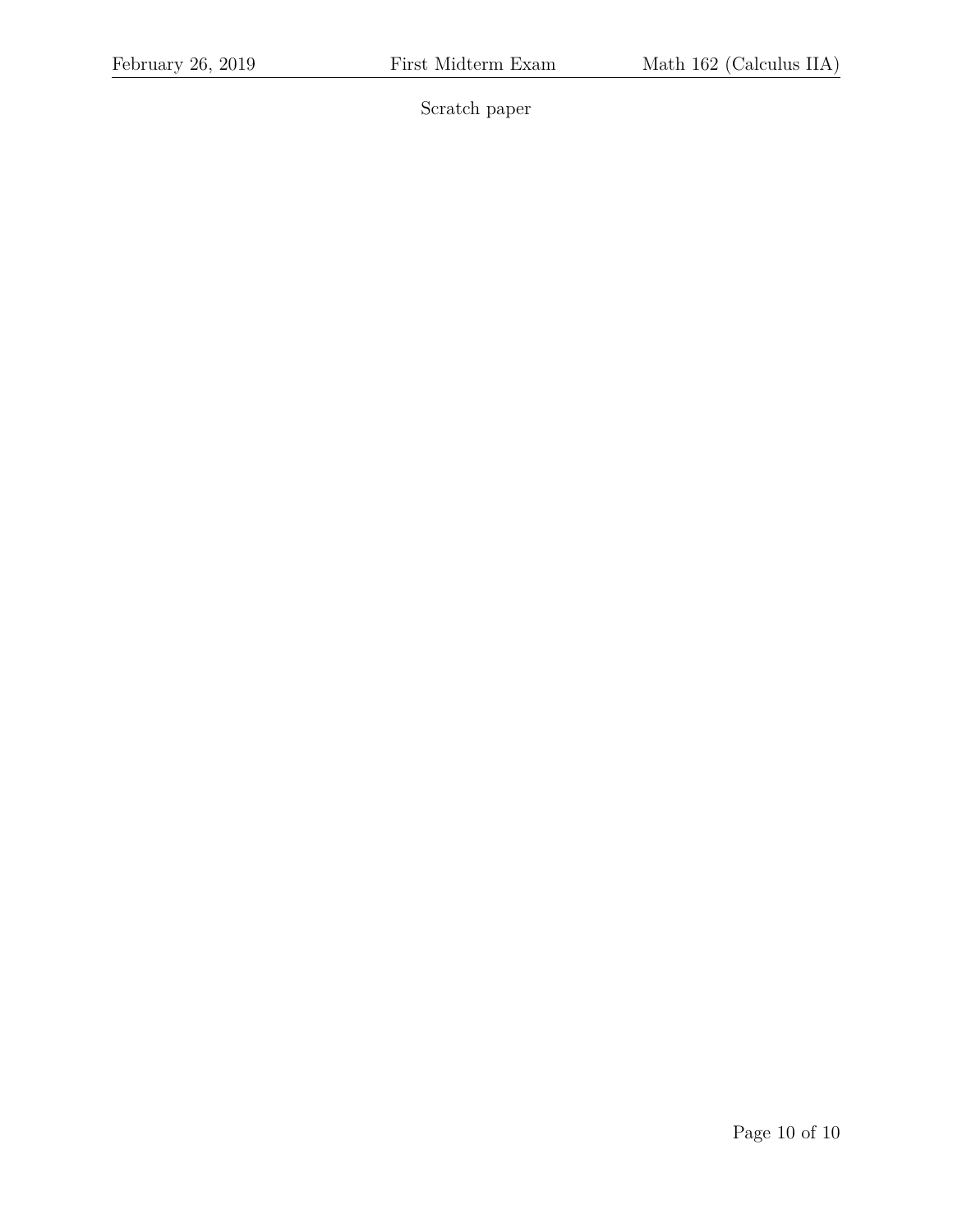Scratch paper